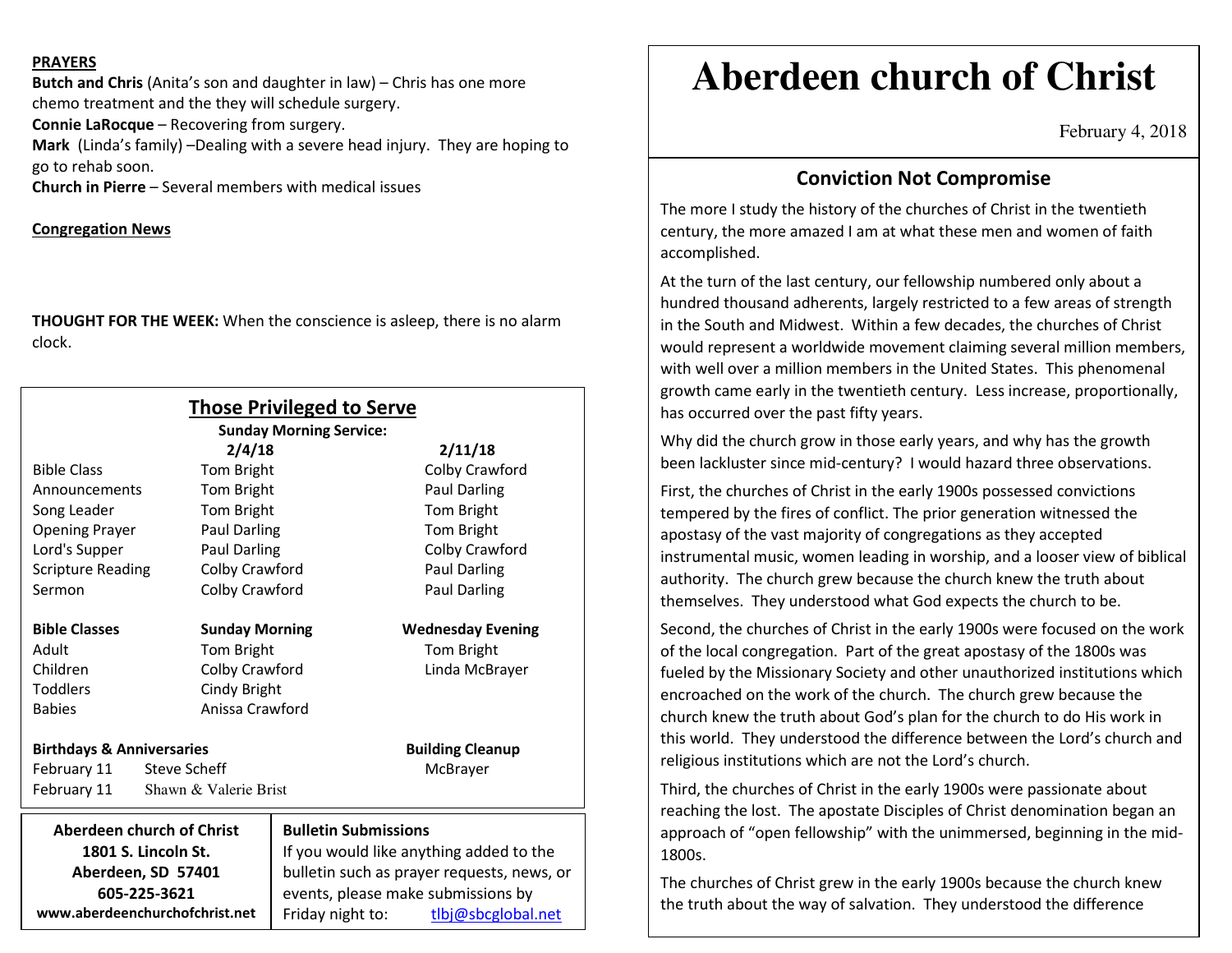# Aberdeen church of Christ

February 4, 2018

## Conviction Not Compromise

The more I study the history of the churches of Christ in the twentieth century, the more amazed I am at what these men and women of faith accomplished.

At the turn of the last century, our fellowship numbered only about a hundred thousand adherents, largely restricted to a few areas of strength in the South and Midwest. Within a few decades, the churches of Christ would represent a worldwide movement claiming several million members, with well over a million members in the United States. This phenomenal growth came early in the twentieth century. Less increase, proportionally, has occurred over the past fifty years.

Why did the church grow in those early years, and why has the growth been lackluster since mid-century? I would hazard three observations.

First, the churches of Christ in the early 1900s possessed convictions tempered by the fires of conflict. The prior generation witnessed the apostasy of the vast majority of congregations as they accepted instrumental music, women leading in worship, and a looser view of biblical authority. The church grew because the church knew the truth about themselves. They understood what God expects the church to be.

Second, the churches of Christ in the early 1900s were focused on the work of the local congregation. Part of the great apostasy of the 1800s was fueled by the Missionary Society and other unauthorized institutions which encroached on the work of the church. The church grew because the church knew the truth about God's plan for the church to do His work in this world. They understood the difference between the Lord's church and religious institutions which are not the Lord's church.

Third, the churches of Christ in the early 1900s were passionate about reaching the lost. The apostate Disciples of Christ denomination began an approach of "open fellowship" with the unimmersed, beginning in the mid-1800s.

The churches of Christ grew in the early 1900s because the church knew the truth about the way of salvation. They understood the difference

**PRAYERS**

**Butch and Chris** (Anita's son and daughter in law) – Chris has one more chemo treatment and the they will schedule surgery.
**Connie LaRocque** – Recovering from surgery.
**Mark** (Linda's family) –Dealing with a severe head injury. They are hoping to go to rehab soon.
**Church in Pierre** – Several members with medical issues

**Congregation News**

**THOUGHT FOR THE WEEK:** When the conscience is asleep, there is no alarm clock.

## Those Privileged to Serve

**Sunday Morning Service:**

| | 2/4/18 | 2/11/18 |
|---|---|---|
| Bible Class | Tom Bright | Colby Crawford |
| Announcements | Tom Bright | Paul Darling |
| Song Leader | Tom Bright | Tom Bright |
| Opening Prayer | Paul Darling | Tom Bright |
| Lord's Supper | Paul Darling | Colby Crawford |
| Scripture Reading | Colby Crawford | Paul Darling |
| Sermon | Colby Crawford | Paul Darling |

| Bible Classes | Sunday Morning | Wednesday Evening |
|---|---|---|
| Adult | Tom Bright | Tom Bright |
| Children | Colby Crawford | Linda McBrayer |
| Toddlers | Cindy Bright | |
| Babies | Anissa Crawford | |

**Birthdays & Anniversaries**
February 11 Steve Scheff
February 11 Shawn & Valerie Brist

**Building Cleanup**
McBrayer

**Aberdeen church of Christ**
**1801 S. Lincoln St.**
**Aberdeen, SD 57401**
**605-225-3621**
**www.aberdeenchurchofchrist.net**

**Bulletin Submissions**
If you would like anything added to the bulletin such as prayer requests, news, or events, please make submissions by Friday night to: tlbj@sbcglobal.net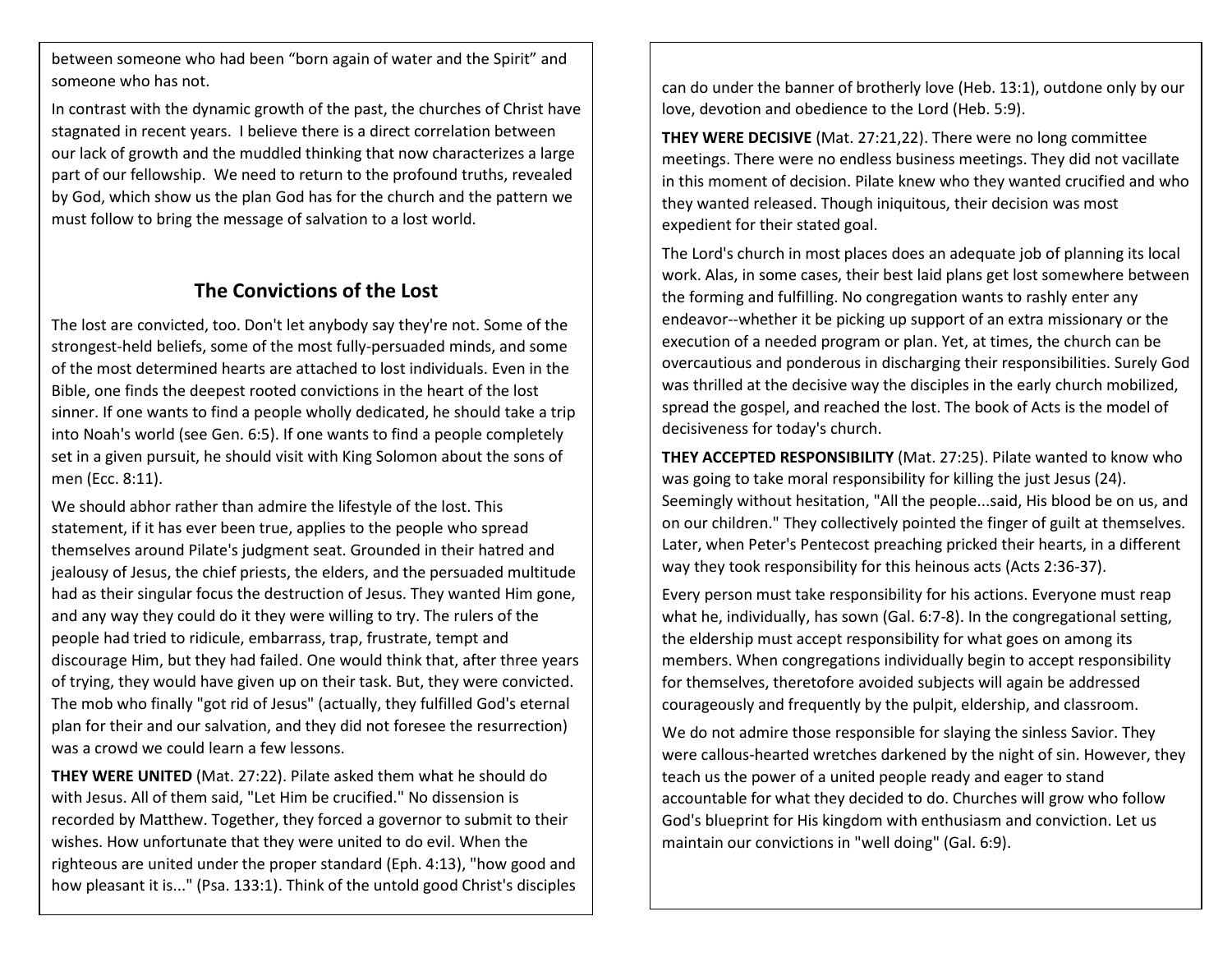between someone who had been "born again of water and the Spirit" and someone who has not.

In contrast with the dynamic growth of the past, the churches of Christ have stagnated in recent years. I believe there is a direct correlation between our lack of growth and the muddled thinking that now characterizes a large part of our fellowship. We need to return to the profound truths, revealed by God, which show us the plan God has for the church and the pattern we must follow to bring the message of salvation to a lost world.

## The Convictions of the Lost

The lost are convicted, too. Don't let anybody say they're not. Some of the strongest-held beliefs, some of the most fully-persuaded minds, and some of the most determined hearts are attached to lost individuals. Even in the Bible, one finds the deepest rooted convictions in the heart of the lost sinner. If one wants to find a people wholly dedicated, he should take a trip into Noah's world (see Gen. 6:5). If one wants to find a people completely set in a given pursuit, he should visit with King Solomon about the sons of men (Ecc. 8:11).

We should abhor rather than admire the lifestyle of the lost. This statement, if it has ever been true, applies to the people who spread themselves around Pilate's judgment seat. Grounded in their hatred and jealousy of Jesus, the chief priests, the elders, and the persuaded multitude had as their singular focus the destruction of Jesus. They wanted Him gone, and any way they could do it they were willing to try. The rulers of the people had tried to ridicule, embarrass, trap, frustrate, tempt and discourage Him, but they had failed. One would think that, after three years of trying, they would have given up on their task. But, they were convicted. The mob who finally "got rid of Jesus" (actually, they fulfilled God's eternal plan for their and our salvation, and they did not foresee the resurrection) was a crowd we could learn a few lessons.

**THEY WERE UNITED** (Mat. 27:22). Pilate asked them what he should do with Jesus. All of them said, "Let Him be crucified." No dissension is recorded by Matthew. Together, they forced a governor to submit to their wishes. How unfortunate that they were united to do evil. When the righteous are united under the proper standard (Eph. 4:13), "how good and how pleasant it is..." (Psa. 133:1). Think of the untold good Christ's disciples can do under the banner of brotherly love (Heb. 13:1), outdone only by our love, devotion and obedience to the Lord (Heb. 5:9).

**THEY WERE DECISIVE** (Mat. 27:21,22). There were no long committee meetings. There were no endless business meetings. They did not vacillate in this moment of decision. Pilate knew who they wanted crucified and who they wanted released. Though iniquitous, their decision was most expedient for their stated goal.

The Lord's church in most places does an adequate job of planning its local work. Alas, in some cases, their best laid plans get lost somewhere between the forming and fulfilling. No congregation wants to rashly enter any endeavor--whether it be picking up support of an extra missionary or the execution of a needed program or plan. Yet, at times, the church can be overcautious and ponderous in discharging their responsibilities. Surely God was thrilled at the decisive way the disciples in the early church mobilized, spread the gospel, and reached the lost. The book of Acts is the model of decisiveness for today's church.

**THEY ACCEPTED RESPONSIBILITY** (Mat. 27:25). Pilate wanted to know who was going to take moral responsibility for killing the just Jesus (24). Seemingly without hesitation, "All the people...said, His blood be on us, and on our children." They collectively pointed the finger of guilt at themselves. Later, when Peter's Pentecost preaching pricked their hearts, in a different way they took responsibility for this heinous acts (Acts 2:36-37).

Every person must take responsibility for his actions. Everyone must reap what he, individually, has sown (Gal. 6:7-8). In the congregational setting, the eldership must accept responsibility for what goes on among its members. When congregations individually begin to accept responsibility for themselves, theretofore avoided subjects will again be addressed courageously and frequently by the pulpit, eldership, and classroom.

We do not admire those responsible for slaying the sinless Savior. They were callous-hearted wretches darkened by the night of sin. However, they teach us the power of a united people ready and eager to stand accountable for what they decided to do. Churches will grow who follow God's blueprint for His kingdom with enthusiasm and conviction. Let us maintain our convictions in "well doing" (Gal. 6:9).